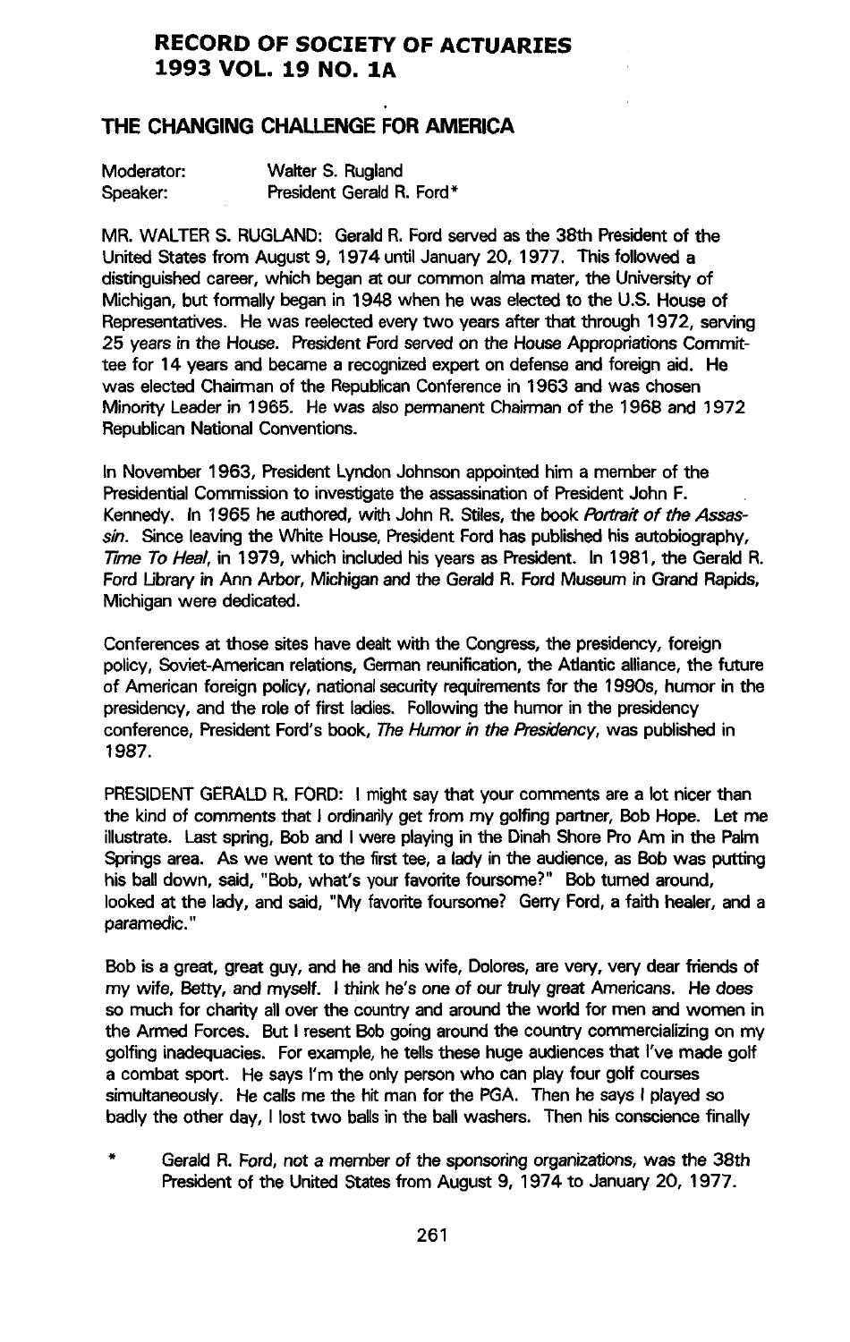# RECORD OF SOCIETY OF ACTUARIES
# 1993 VOL. 19 NO. 1A

## THE CHANGING CHALLENGE FOR AMERICA

| | |
|---|---|
| Moderator: | Walter S. Rugland |
| Speaker: | President Gerald R. Ford* |

MR. WALTER S. RUGLAND: Gerald R. Ford served as the 38th President of the United States from August 9, 1974 until January 20, 1977. This followed a distinguished career, which began at our common alma mater, the University of Michigan, but formally began in 1948 when he was elected to the U.S. House of Representatives. He was reelected every two years after that through 1972, serving 25 years in the House. President Ford served on the House Appropriations Committee for 14 years and became a recognized expert on defense and foreign aid. He was elected Chairman of the Republican Conference in 1963 and was chosen Minority Leader in 1965. He was also permanent Chairman of the 1968 and 1972 Republican National Conventions.

In November 1963, President Lyndon Johnson appointed him a member of the Presidential Commission to investigate the assassination of President John F. Kennedy. In 1965 he authored, with John R. Stiles, the book *Portrait of the Assassin*. Since leaving the White House, President Ford has published his autobiography, *Time To Heal*, in 1979, which included his years as President. In 1981, the Gerald R. Ford Library in Ann Arbor, Michigan and the Gerald R. Ford Museum in Grand Rapids, Michigan were dedicated.

Conferences at those sites have dealt with the Congress, the presidency, foreign policy, Soviet-American relations, German reunification, the Atlantic alliance, the future of American foreign policy, national security requirements for the 1990s, humor in the presidency, and the role of first ladies. Following the humor in the presidency conference, President Ford's book, *The Humor in the Presidency*, was published in 1987.

PRESIDENT GERALD R. FORD: I might say that your comments are a lot nicer than the kind of comments that I ordinarily get from my golfing partner, Bob Hope. Let me illustrate. Last spring, Bob and I were playing in the Dinah Shore Pro Am in the Palm Springs area. As we went to the first tee, a lady in the audience, as Bob was putting his ball down, said, "Bob, what's your favorite foursome?" Bob turned around, looked at the lady, and said, "My favorite foursome? Gerry Ford, a faith healer, and a paramedic."

Bob is a great, great guy, and he and his wife, Dolores, are very, very dear friends of my wife, Betty, and myself. I think he's one of our truly great Americans. He does so much for charity all over the country and around the world for men and women in the Armed Forces. But I resent Bob going around the country commercializing on my golfing inadequacies. For example, he tells these huge audiences that I've made golf a combat sport. He says I'm the only person who can play four golf courses simultaneously. He calls me the hit man for the PGA. Then he says I played so badly the other day, I lost two balls in the ball washers. Then his conscience finally

\* Gerald R. Ford, not a member of the sponsoring organizations, was the 38th President of the United States from August 9, 1974 to January 20, 1977.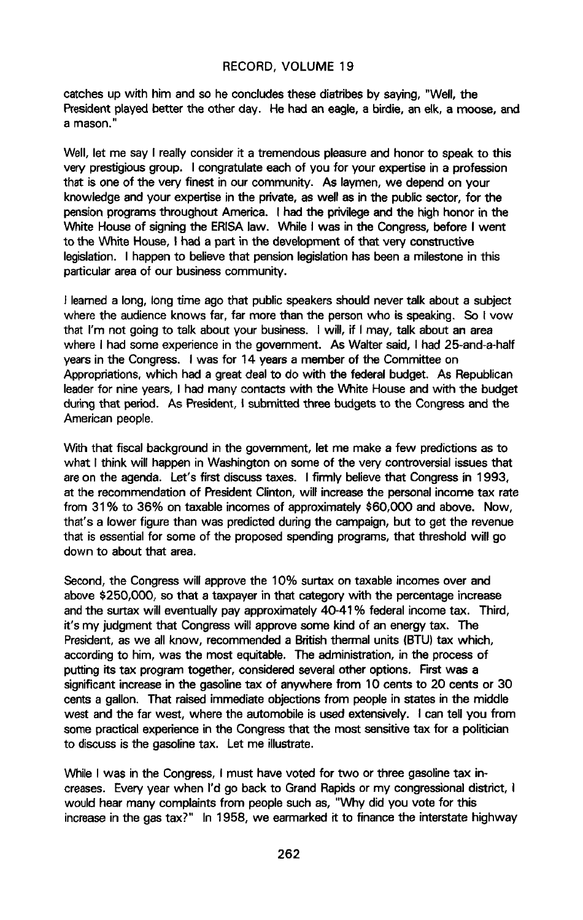catches up with him and so he concludes these diatribes by saying, "Well, the President played better the other day. He had an eagle, a birdie, an elk, a moose, and a mason."

Well, let me say I really consider it a tremendous pleasure and honor to speak to this very prestigious group. I congratulate each of you for your expertise in a profession that is one of the very finest in our community. As laymen, we depend on your knowledge and your expertise in the private, as well as in the public sector, for the pension programs throughout America. I had the privilege and the high honor in the White House of signing the ERISA law. While I was in the Congress, before I went to the White House, I had a part in the development of that very constructive legislation. I happen to believe that pension legislation has been a milestone in this particular area of our business community.

I learned a long, long time ago that public speakers should never talk about a subject where the audience knows far, far more than the person who is speaking. So I vow that I'm not going to talk about your business. I will, if I may, talk about an area where I had some experience in the government. As Walter said, I had 25-and-a-half years in the Congress. I was for 14 years a member of the Committee on Appropriations, which had a great deal to do with the federal budget. As Republican leader for nine years, I had many contacts with the White House and with the budget during that period. As President, I submitted three budgets to the Congress and the American people.

With that fiscal background in the government, let me make a few predictions as to what I think will happen in Washington on some of the very controversial issues that are on the agenda. Let's first discuss taxes. I firmly believe that Congress in 1993, at the recommendation of President Clinton, will increase the personal income tax rate from 31% to 36% on taxable incomes of approximately $60,000 and above. Now, that's a lower figure than was predicted during the campaign, but to get the revenue that is essential for some of the proposed spending programs, that threshold will go down to about that area.

Second, the Congress will approve the 10% surtax on taxable incomes over and above $250,000, so that a taxpayer in that category with the percentage increase and the surtax will eventually pay approximately 40-41% federal income tax. Third, it's my judgment that Congress will approve some kind of an energy tax. The President, as we all know, recommended a British thermal units (BTU) tax which, according to him, was the most equitable. The administration, in the process of putting its tax program together, considered several other options. First was a significant increase in the gasoline tax of anywhere from 10 cents to 20 cents or 30 cents a gallon. That raised immediate objections from people in states in the middle west and the far west, where the automobile is used extensively. I can tell you from some practical experience in the Congress that the most sensitive tax for a politician to discuss is the gasoline tax. Let me illustrate.

While I was in the Congress, I must have voted for two or three gasoline tax increases. Every year when I'd go back to Grand Rapids or my congressional district, I would hear many complaints from people such as, "Why did you vote for this increase in the gas tax?" In 1958, we earmarked it to finance the interstate highway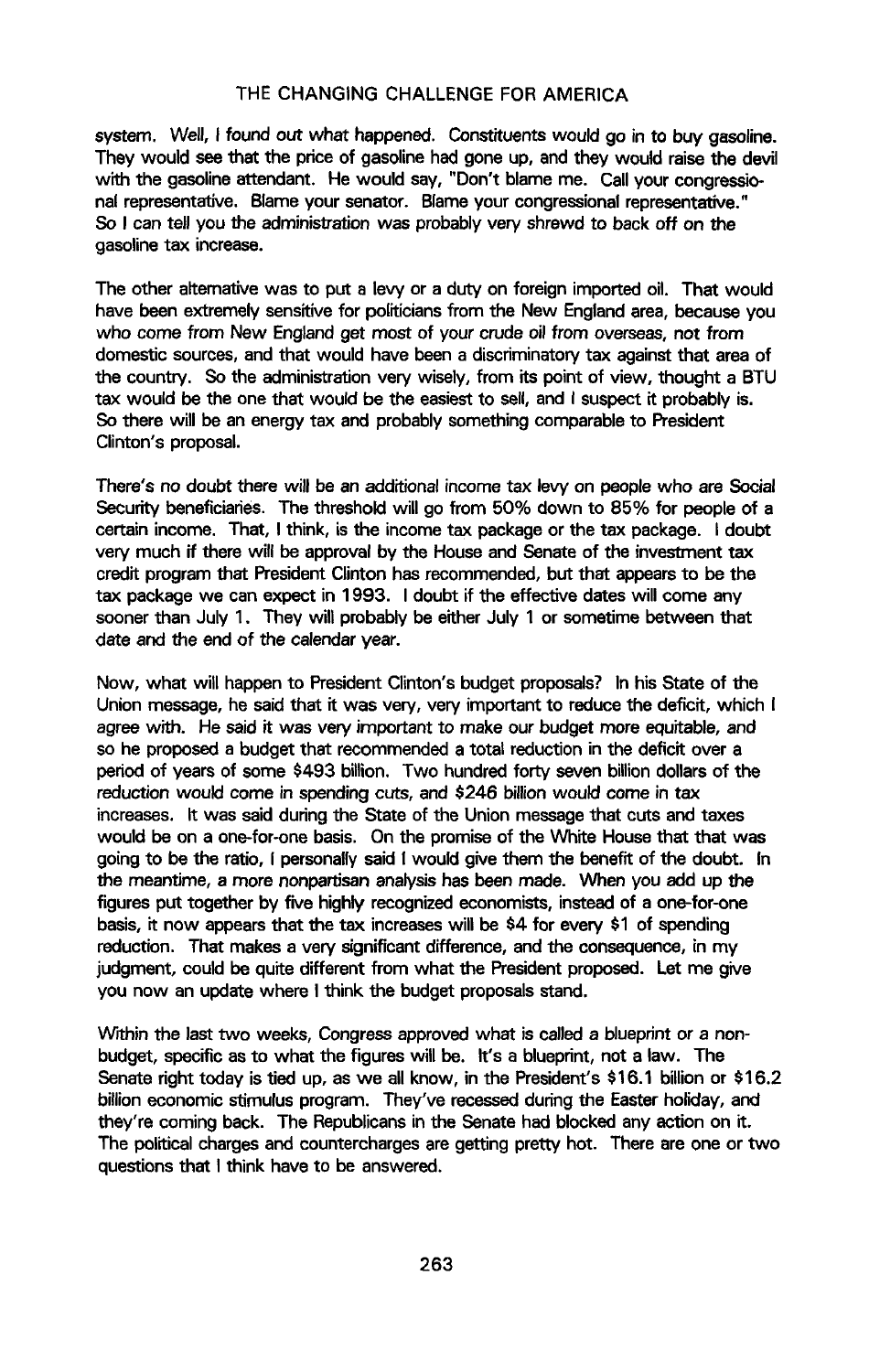system. Well, I found out what happened. Constituents would go in to buy gasoline. They would see that the price of gasoline had gone up, and they would raise the devil with the gasoline attendant. He would say, "Don't blame me. Call your congressional representative. Blame your senator. Blame your congressional representative." So I can tell you the administration was probably very shrewd to back off on the gasoline tax increase.

The other alternative was to put a levy or a duty on foreign imported oil. That would have been extremely sensitive for politicians from the New England area, because you who come from New England get most of your crude oil from overseas, not from domestic sources, and that would have been a discriminatory tax against that area of the country. So the administration very wisely, from its point of view, thought a BTU tax would be the one that would be the easiest to sell, and I suspect it probably is. So there will be an energy tax and probably something comparable to President Clinton's proposal.

There's no doubt there will be an additional income tax levy on people who are Social Security beneficiaries. The threshold will go from 50% down to 85% for people of a certain income. That, I think, is the income tax package or the tax package. I doubt very much if there will be approval by the House and Senate of the investment tax credit program that President Clinton has recommended, but that appears to be the tax package we can expect in 1993. I doubt if the effective dates will come any sooner than July 1. They will probably be either July 1 or sometime between that date and the end of the calendar year.

Now, what will happen to President Clinton's budget proposals? In his State of the Union message, he said that it was very, very important to reduce the deficit, which I agree with. He said it was very important to make our budget more equitable, and so he proposed a budget that recommended a total reduction in the deficit over a period of years of some $493 billion. Two hundred forty seven billion dollars of the reduction would come in spending cuts, and $246 billion would come in tax increases. It was said during the State of the Union message that cuts and taxes would be on a one-for-one basis. On the promise of the White House that that was going to be the ratio, I personally said I would give them the benefit of the doubt. In the meantime, a more nonpartisan analysis has been made. When you add up the figures put together by five highly recognized economists, instead of a one-for-one basis, it now appears that the tax increases will be $4 for every $1 of spending reduction. That makes a very significant difference, and the consequence, in my judgment, could be quite different from what the President proposed. Let me give you now an update where I think the budget proposals stand.

Within the last two weeks, Congress approved what is called a blueprint or a non-budget, specific as to what the figures will be. It's a blueprint, not a law. The Senate right today is tied up, as we all know, in the President's $16.1 billion or $16.2 billion economic stimulus program. They've recessed during the Easter holiday, and they're coming back. The Republicans in the Senate had blocked any action on it. The political charges and countercharges are getting pretty hot. There are one or two questions that I think have to be answered.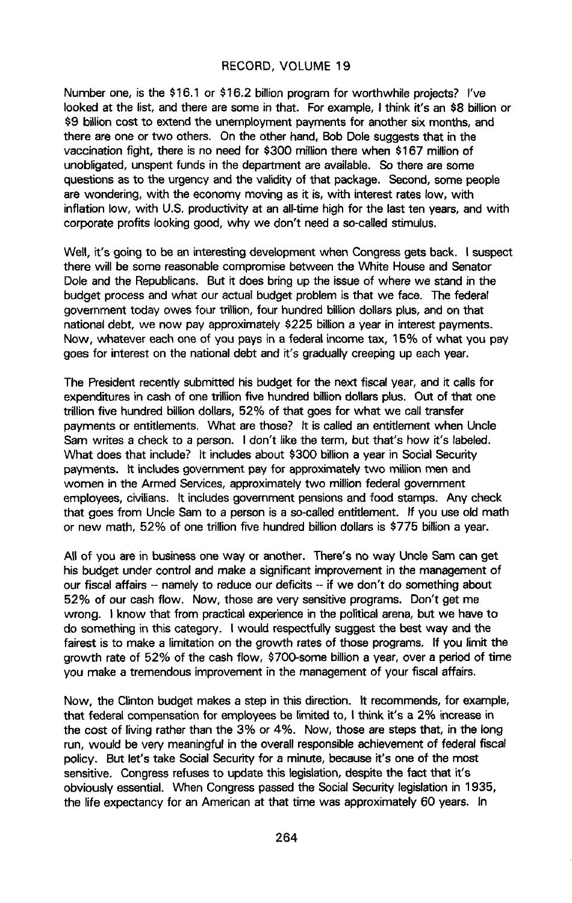Number one, is the $16.1 or $16.2 billion program for worthwhile projects? I've looked at the list, and there are some in that. For example, I think it's an $8 billion or $9 billion cost to extend the unemployment payments for another six months, and there are one or two others. On the other hand, Bob Dole suggests that in the vaccination fight, there is no need for $300 million there when $167 million of unobligated, unspent funds in the department are available. So there are some questions as to the urgency and the validity of that package. Second, some people are wondering, with the economy moving as it is, with interest rates low, with inflation low, with U.S. productivity at an all-time high for the last ten years, and with corporate profits looking good, why we don't need a so-called stimulus.

Well, it's going to be an interesting development when Congress gets back. I suspect there will be some reasonable compromise between the White House and Senator Dole and the Republicans. But it does bring up the issue of where we stand in the budget process and what our actual budget problem is that we face. The federal government today owes four trillion, four hundred billion dollars plus, and on that national debt, we now pay approximately $225 billion a year in interest payments. Now, whatever each one of you pays in a federal income tax, 15% of what you pay goes for interest on the national debt and it's gradually creeping up each year.

The President recently submitted his budget for the next fiscal year, and it calls for expenditures in cash of one trillion five hundred billion dollars plus. Out of that one trillion five hundred billion dollars, 52% of that goes for what we call transfer payments or entitlements. What are those? It is called an entitlement when Uncle Sam writes a check to a person. I don't like the term, but that's how it's labeled. What does that include? It includes about $300 billion a year in Social Security payments. It includes government pay for approximately two million men and women in the Armed Services, approximately two million federal government employees, civilians. It includes government pensions and food stamps. Any check that goes from Uncle Sam to a person is a so-called entitlement. If you use old math or new math, 52% of one trillion five hundred billion dollars is $775 billion a year.

All of you are in business one way or another. There's no way Uncle Sam can get his budget under control and make a significant improvement in the management of our fiscal affairs -- namely to reduce our deficits -- if we don't do something about 52% of our cash flow. Now, those are very sensitive programs. Don't get me wrong. I know that from practical experience in the political arena, but we have to do something in this category. I would respectfully suggest the best way and the fairest is to make a limitation on the growth rates of those programs. If you limit the growth rate of 52% of the cash flow, $700-some billion a year, over a period of time you make a tremendous improvement in the management of your fiscal affairs.

Now, the Clinton budget makes a step in this direction. It recommends, for example, that federal compensation for employees be limited to, I think it's a 2% increase in the cost of living rather than the 3% or 4%. Now, those are steps that, in the long run, would be very meaningful in the overall responsible achievement of federal fiscal policy. But let's take Social Security for a minute, because it's one of the most sensitive. Congress refuses to update this legislation, despite the fact that it's obviously essential. When Congress passed the Social Security legislation in 1935, the life expectancy for an American at that time was approximately 60 years. In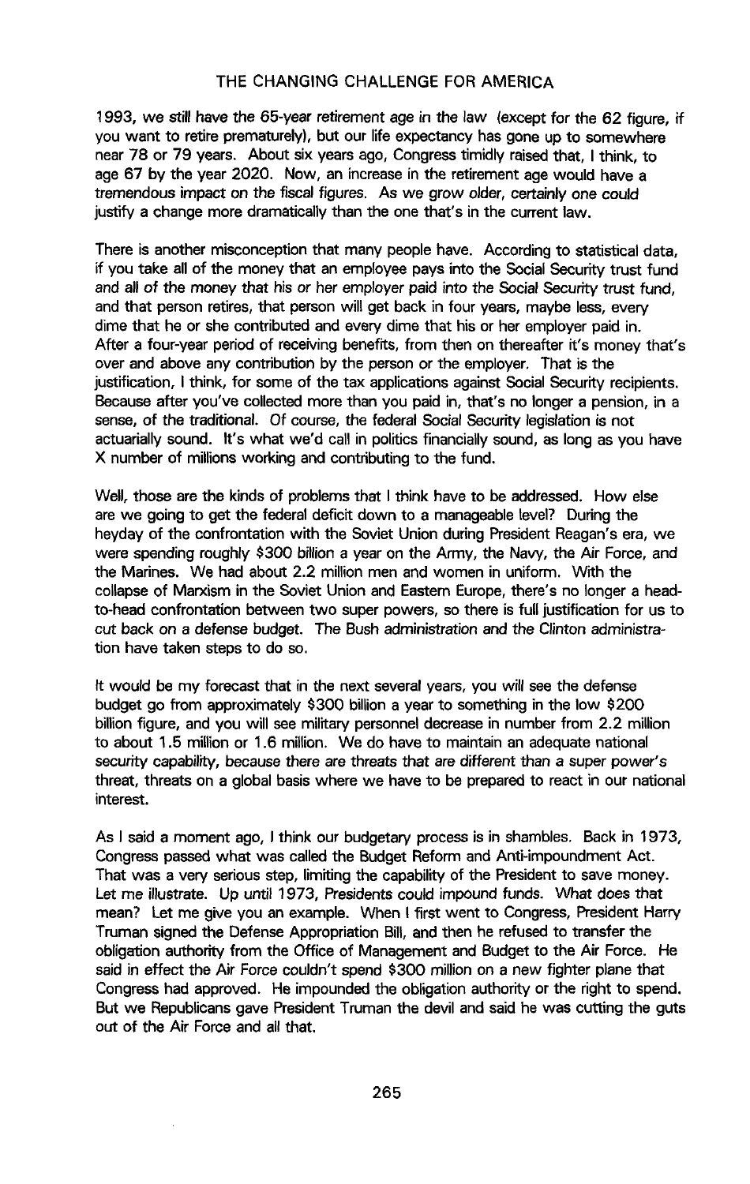1993, we still have the 65-year retirement age in the law (except for the 62 figure, if you want to retire prematurely), but our life expectancy has gone up to somewhere near 78 or 79 years. About six years ago, Congress timidly raised that, I think, to age 67 by the year 2020. Now, an increase in the retirement age would have a tremendous impact on the fiscal figures. As we grow older, certainly one could justify a change more dramatically than the one that's in the current law.

There is another misconception that many people have. According to statistical data, if you take all of the money that an employee pays into the Social Security trust fund and all of the money that his or her employer paid into the Social Security trust fund, and that person retires, that person will get back in four years, maybe less, every dime that he or she contributed and every dime that his or her employer paid in. After a four-year period of receiving benefits, from then on thereafter it's money that's over and above any contribution by the person or the employer. That is the justification, I think, for some of the tax applications against Social Security recipients. Because after you've collected more than you paid in, that's no longer a pension, in a sense, of the traditional. Of course, the federal Social Security legislation is not actuarially sound. It's what we'd call in politics financially sound, as long as you have X number of millions working and contributing to the fund.

Well, those are the kinds of problems that I think have to be addressed. How else are we going to get the federal deficit down to a manageable level? During the heyday of the confrontation with the Soviet Union during President Reagan's era, we were spending roughly $300 billion a year on the Army, the Navy, the Air Force, and the Marines. We had about 2.2 million men and women in uniform. With the collapse of Marxism in the Soviet Union and Eastern Europe, there's no longer a head-to-head confrontation between two super powers, so there is full justification for us to cut back on a defense budget. The Bush administration and the Clinton administration have taken steps to do so.

It would be my forecast that in the next several years, you will see the defense budget go from approximately $300 billion a year to something in the low $200 billion figure, and you will see military personnel decrease in number from 2.2 million to about 1.5 million or 1.6 million. We do have to maintain an adequate national security capability, because there are threats that are different than a super power's threat, threats on a global basis where we have to be prepared to react in our national interest.

As I said a moment ago, I think our budgetary process is in shambles. Back in 1973, Congress passed what was called the Budget Reform and Anti-impoundment Act. That was a very serious step, limiting the capability of the President to save money. Let me illustrate. Up until 1973, Presidents could impound funds. What does that mean? Let me give you an example. When I first went to Congress, President Harry Truman signed the Defense Appropriation Bill, and then he refused to transfer the obligation authority from the Office of Management and Budget to the Air Force. He said in effect the Air Force couldn't spend $300 million on a new fighter plane that Congress had approved. He impounded the obligation authority or the right to spend. But we Republicans gave President Truman the devil and said he was cutting the guts out of the Air Force and all that.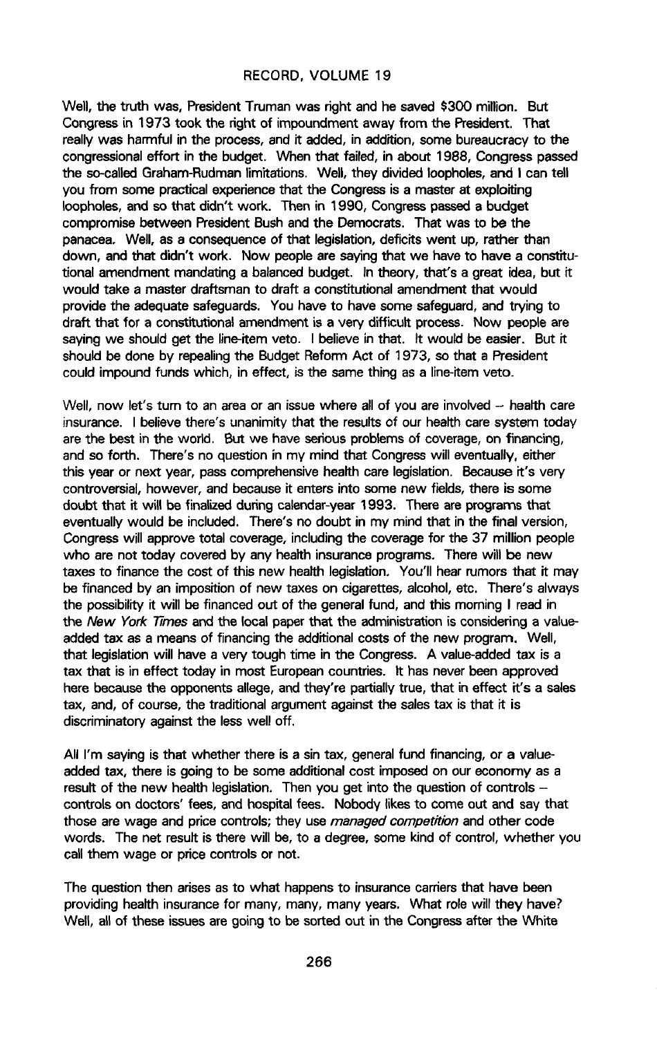Well, the truth was, President Truman was right and he saved $300 million. But Congress in 1973 took the right of impoundment away from the President. That really was harmful in the process, and it added, in addition, some bureaucracy to the congressional effort in the budget. When that failed, in about 1988, Congress passed the so-called Graham-Rudman limitations. Well, they divided loopholes, and I can tell you from some practical experience that the Congress is a master at exploiting loopholes, and so that didn't work. Then in 1990, Congress passed a budget compromise between President Bush and the Democrats. That was to be the panacea. Well, as a consequence of that legislation, deficits went up, rather than down, and that didn't work. Now people are saying that we have to have a constitutional amendment mandating a balanced budget. In theory, that's a great idea, but it would take a master draftsman to draft a constitutional amendment that would provide the adequate safeguards. You have to have some safeguard, and trying to draft that for a constitutional amendment is a very difficult process. Now people are saying we should get the line-item veto. I believe in that. It would be easier. But it should be done by repealing the Budget Reform Act of 1973, so that a President could impound funds which, in effect, is the same thing as a line-item veto.

Well, now let's turn to an area or an issue where all of you are involved -- health care insurance. I believe there's unanimity that the results of our health care system today are the best in the world. But we have serious problems of coverage, on financing, and so forth. There's no question in my mind that Congress will eventually, either this year or next year, pass comprehensive health care legislation. Because it's very controversial, however, and because it enters into some new fields, there is some doubt that it will be finalized during calendar-year 1993. There are programs that eventually would be included. There's no doubt in my mind that in the final version, Congress will approve total coverage, including the coverage for the 37 million people who are not today covered by any health insurance programs. There will be new taxes to finance the cost of this new health legislation. You'll hear rumors that it may be financed by an imposition of new taxes on cigarettes, alcohol, etc. There's always the possibility it will be financed out of the general fund, and this morning I read in the *New York Times* and the local paper that the administration is considering a value-added tax as a means of financing the additional costs of the new program. Well, that legislation will have a very tough time in the Congress. A value-added tax is a tax that is in effect today in most European countries. It has never been approved here because the opponents allege, and they're partially true, that in effect it's a sales tax, and, of course, the traditional argument against the sales tax is that it is discriminatory against the less well off.

All I'm saying is that whether there is a sin tax, general fund financing, or a value-added tax, there is going to be some additional cost imposed on our economy as a result of the new health legislation. Then you get into the question of controls -- controls on doctors' fees, and hospital fees. Nobody likes to come out and say that those are wage and price controls; they use *managed competition* and other code words. The net result is there will be, to a degree, some kind of control, whether you call them wage or price controls or not.

The question then arises as to what happens to insurance carriers that have been providing health insurance for many, many, many years. What role will they have? Well, all of these issues are going to be sorted out in the Congress after the White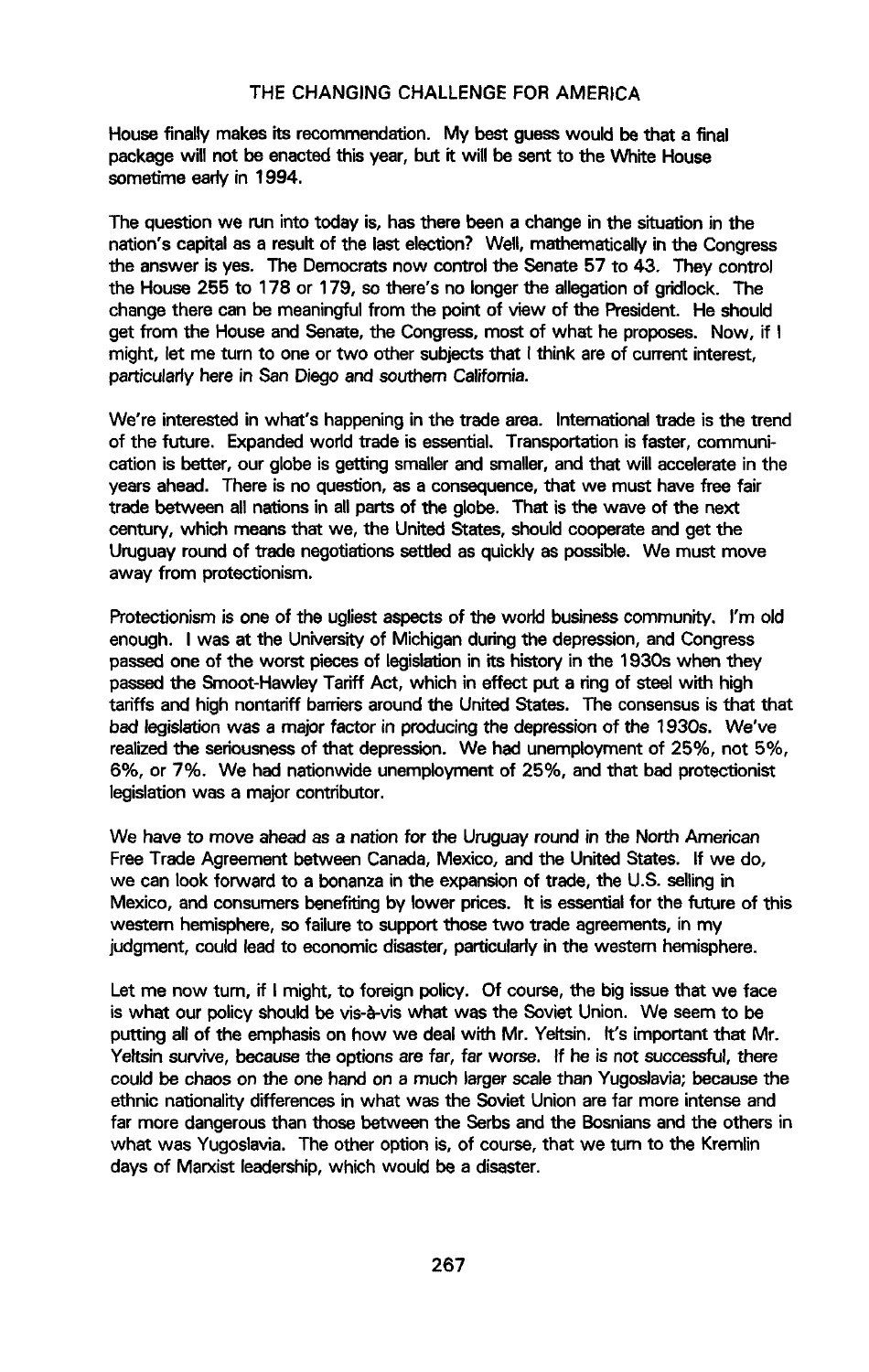House finally makes its recommendation. My best guess would be that a final package will not be enacted this year, but it will be sent to the White House sometime early in 1994.

The question we run into today is, has there been a change in the situation in the nation's capital as a result of the last election? Well, mathematically in the Congress the answer is yes. The Democrats now control the Senate 57 to 43. They control the House 255 to 178 or 179, so there's no longer the allegation of gridlock. The change there can be meaningful from the point of view of the President. He should get from the House and Senate, the Congress, most of what he proposes. Now, if I might, let me turn to one or two other subjects that I think are of current interest, particularly here in San Diego and southern California.

We're interested in what's happening in the trade area. International trade is the trend of the future. Expanded world trade is essential. Transportation is faster, communication is better, our globe is getting smaller and smaller, and that will accelerate in the years ahead. There is no question, as a consequence, that we must have free fair trade between all nations in all parts of the globe. That is the wave of the next century, which means that we, the United States, should cooperate and get the Uruguay round of trade negotiations settled as quickly as possible. We must move away from protectionism.

Protectionism is one of the ugliest aspects of the world business community. I'm old enough. I was at the University of Michigan during the depression, and Congress passed one of the worst pieces of legislation in its history in the 1930s when they passed the Smoot-Hawley Tariff Act, which in effect put a ring of steel with high tariffs and high nontariff barriers around the United States. The consensus is that that bad legislation was a major factor in producing the depression of the 1930s. We've realized the seriousness of that depression. We had unemployment of 25%, not 5%, 6%, or 7%. We had nationwide unemployment of 25%, and that bad protectionist legislation was a major contributor.

We have to move ahead as a nation for the Uruguay round in the North American Free Trade Agreement between Canada, Mexico, and the United States. If we do, we can look forward to a bonanza in the expansion of trade, the U.S. selling in Mexico, and consumers benefiting by lower prices. It is essential for the future of this western hemisphere, so failure to support those two trade agreements, in my judgment, could lead to economic disaster, particularly in the western hemisphere.

Let me now turn, if I might, to foreign policy. Of course, the big issue that we face is what our policy should be vis-à-vis what was the Soviet Union. We seem to be putting all of the emphasis on how we deal with Mr. Yeltsin. It's important that Mr. Yeltsin survive, because the options are far, far worse. If he is not successful, there could be chaos on the one hand on a much larger scale than Yugoslavia; because the ethnic nationality differences in what was the Soviet Union are far more intense and far more dangerous than those between the Serbs and the Bosnians and the others in what was Yugoslavia. The other option is, of course, that we turn to the Kremlin days of Marxist leadership, which would be a disaster.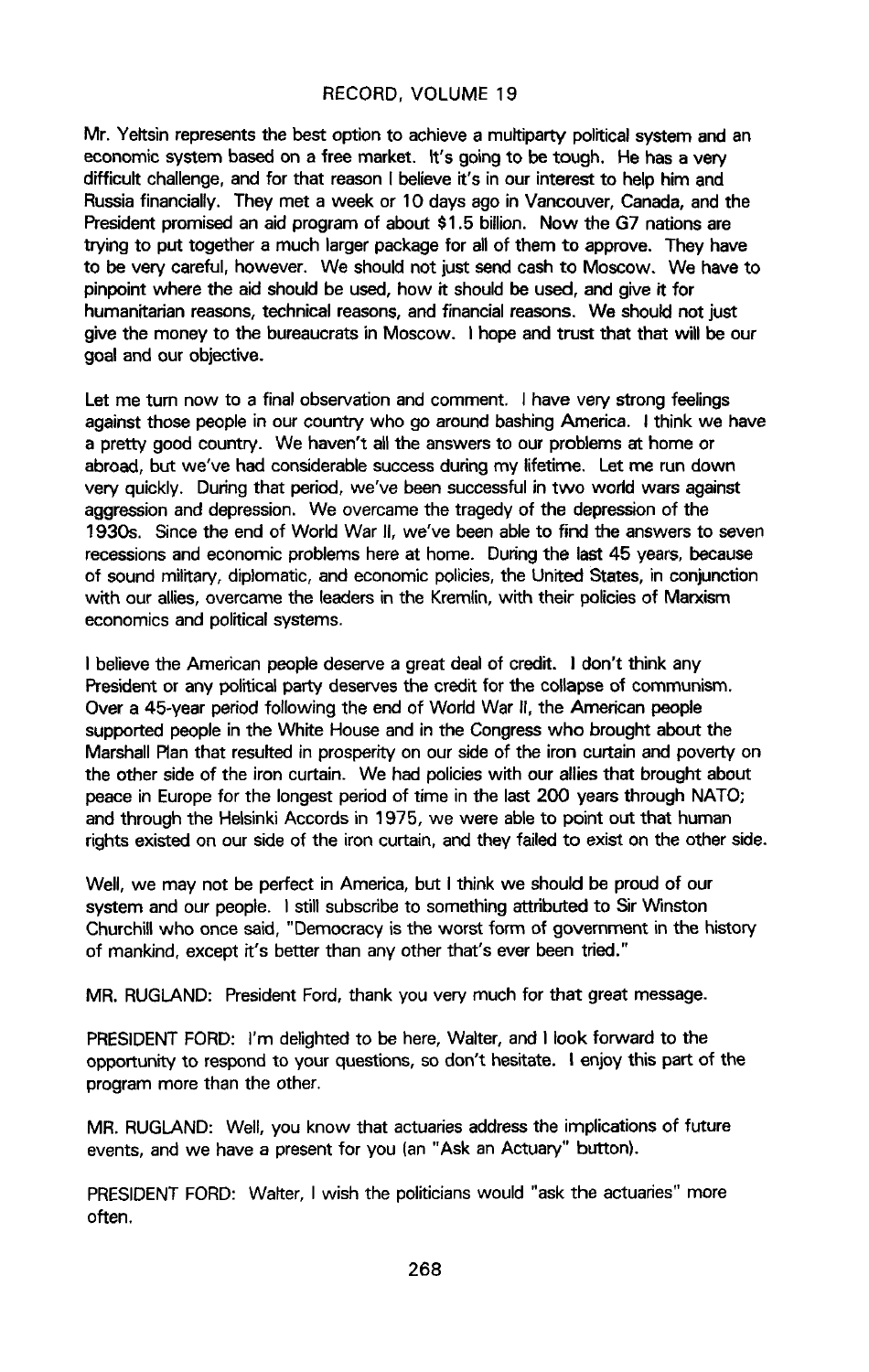Mr. Yeltsin represents the best option to achieve a multiparty political system and an economic system based on a free market. It's going to be tough. He has a very difficult challenge, and for that reason I believe it's in our interest to help him and Russia financially. They met a week or 10 days ago in Vancouver, Canada, and the President promised an aid program of about $1.5 billion. Now the G7 nations are trying to put together a much larger package for all of them to approve. They have to be very careful, however. We should not just send cash to Moscow. We have to pinpoint where the aid should be used, how it should be used, and give it for humanitarian reasons, technical reasons, and financial reasons. We should not just give the money to the bureaucrats in Moscow. I hope and trust that that will be our goal and our objective.

Let me turn now to a final observation and comment. I have very strong feelings against those people in our country who go around bashing America. I think we have a pretty good country. We haven't all the answers to our problems at home or abroad, but we've had considerable success during my lifetime. Let me run down very quickly. During that period, we've been successful in two world wars against aggression and depression. We overcame the tragedy of the depression of the 1930s. Since the end of World War II, we've been able to find the answers to seven recessions and economic problems here at home. During the last 45 years, because of sound military, diplomatic, and economic policies, the United States, in conjunction with our allies, overcame the leaders in the Kremlin, with their policies of Marxism economics and political systems.

I believe the American people deserve a great deal of credit. I don't think any President or any political party deserves the credit for the collapse of communism. Over a 45-year period following the end of World War II, the American people supported people in the White House and in the Congress who brought about the Marshall Plan that resulted in prosperity on our side of the iron curtain and poverty on the other side of the iron curtain. We had policies with our allies that brought about peace in Europe for the longest period of time in the last 200 years through NATO; and through the Helsinki Accords in 1975, we were able to point out that human rights existed on our side of the iron curtain, and they failed to exist on the other side.

Well, we may not be perfect in America, but I think we should be proud of our system and our people. I still subscribe to something attributed to Sir Winston Churchill who once said, "Democracy is the worst form of government in the history of mankind, except it's better than any other that's ever been tried."

MR. RUGLAND: President Ford, thank you very much for that great message.

PRESIDENT FORD: I'm delighted to be here, Walter, and I look forward to the opportunity to respond to your questions, so don't hesitate. I enjoy this part of the program more than the other.

MR. RUGLAND: Well, you know that actuaries address the implications of future events, and we have a present for you (an "Ask an Actuary" button).

PRESIDENT FORD: Walter, I wish the politicians would "ask the actuaries" more often.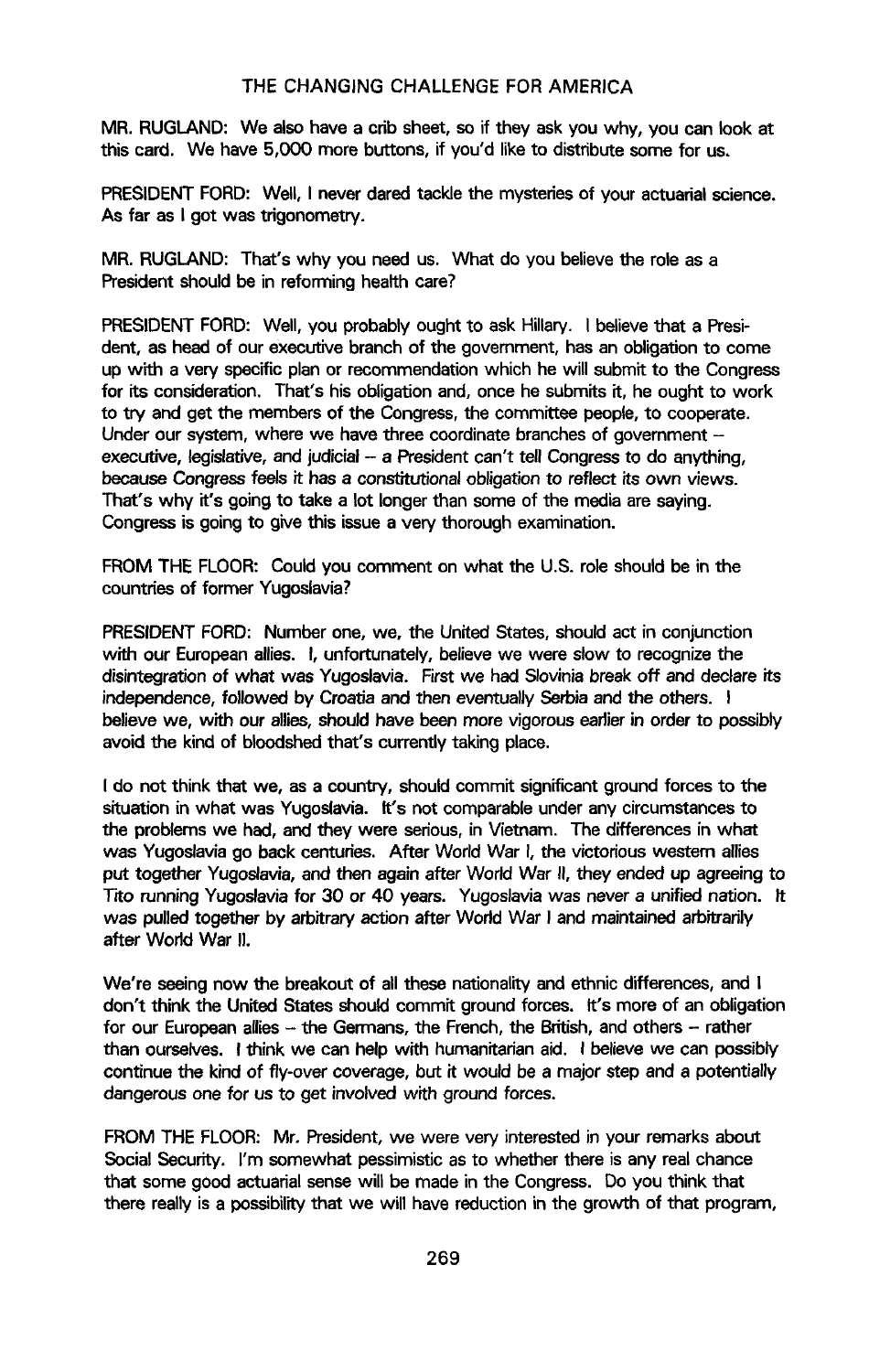MR. RUGLAND: We also have a crib sheet, so if they ask you why, you can look at this card. We have 5,000 more buttons, if you'd like to distribute some for us.

PRESIDENT FORD: Well, I never dared tackle the mysteries of your actuarial science. As far as I got was trigonometry.

MR. RUGLAND: That's why you need us. What do you believe the role as a President should be in reforming health care?

PRESIDENT FORD: Well, you probably ought to ask Hillary. I believe that a President, as head of our executive branch of the government, has an obligation to come up with a very specific plan or recommendation which he will submit to the Congress for its consideration. That's his obligation and, once he submits it, he ought to work to try and get the members of the Congress, the committee people, to cooperate. Under our system, where we have three coordinate branches of government – executive, legislative, and judicial – a President can't tell Congress to do anything, because Congress feels it has a constitutional obligation to reflect its own views. That's why it's going to take a lot longer than some of the media are saying. Congress is going to give this issue a very thorough examination.

FROM THE FLOOR: Could you comment on what the U.S. role should be in the countries of former Yugoslavia?

PRESIDENT FORD: Number one, we, the United States, should act in conjunction with our European allies. I, unfortunately, believe we were slow to recognize the disintegration of what was Yugoslavia. First we had Slovinia break off and declare its independence, followed by Croatia and then eventually Serbia and the others. I believe we, with our allies, should have been more vigorous earlier in order to possibly avoid the kind of bloodshed that's currently taking place.

I do not think that we, as a country, should commit significant ground forces to the situation in what was Yugoslavia. It's not comparable under any circumstances to the problems we had, and they were serious, in Vietnam. The differences in what was Yugoslavia go back centuries. After World War I, the victorious western allies put together Yugoslavia, and then again after World War II, they ended up agreeing to Tito running Yugoslavia for 30 or 40 years. Yugoslavia was never a unified nation. It was pulled together by arbitrary action after World War I and maintained arbitrarily after World War II.

We're seeing now the breakout of all these nationality and ethnic differences, and I don't think the United States should commit ground forces. It's more of an obligation for our European allies – the Germans, the French, the British, and others – rather than ourselves. I think we can help with humanitarian aid. I believe we can possibly continue the kind of fly-over coverage, but it would be a major step and a potentially dangerous one for us to get involved with ground forces.

FROM THE FLOOR: Mr. President, we were very interested in your remarks about Social Security. I'm somewhat pessimistic as to whether there is any real chance that some good actuarial sense will be made in the Congress. Do you think that there really is a possibility that we will have reduction in the growth of that program,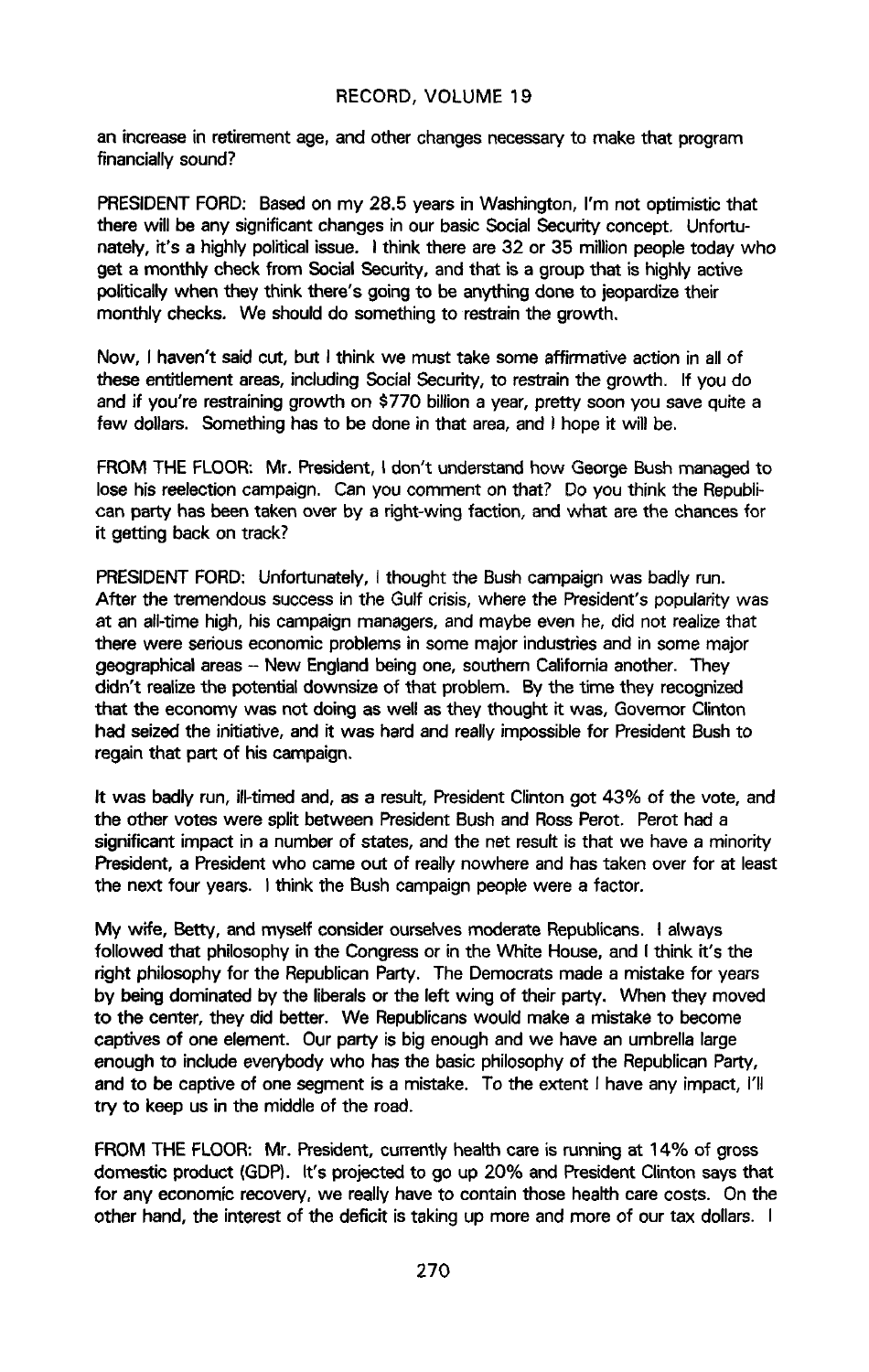an increase in retirement age, and other changes necessary to make that program financially sound?

PRESIDENT FORD: Based on my 28.5 years in Washington, I'm not optimistic that there will be any significant changes in our basic Social Security concept. Unfortunately, it's a highly political issue. I think there are 32 or 35 million people today who get a monthly check from Social Security, and that is a group that is highly active politically when they think there's going to be anything done to jeopardize their monthly checks. We should do something to restrain the growth.

Now, I haven't said cut, but I think we must take some affirmative action in all of these entitlement areas, including Social Security, to restrain the growth. If you do and if you're restraining growth on $770 billion a year, pretty soon you save quite a few dollars. Something has to be done in that area, and I hope it will be.

FROM THE FLOOR: Mr. President, I don't understand how George Bush managed to lose his reelection campaign. Can you comment on that? Do you think the Republican party has been taken over by a right-wing faction, and what are the chances for it getting back on track?

PRESIDENT FORD: Unfortunately, I thought the Bush campaign was badly run. After the tremendous success in the Gulf crisis, where the President's popularity was at an all-time high, his campaign managers, and maybe even he, did not realize that there were serious economic problems in some major industries and in some major geographical areas – New England being one, southern California another. They didn't realize the potential downsize of that problem. By the time they recognized that the economy was not doing as well as they thought it was, Governor Clinton had seized the initiative, and it was hard and really impossible for President Bush to regain that part of his campaign.

It was badly run, ill-timed and, as a result, President Clinton got 43% of the vote, and the other votes were split between President Bush and Ross Perot. Perot had a significant impact in a number of states, and the net result is that we have a minority President, a President who came out of really nowhere and has taken over for at least the next four years. I think the Bush campaign people were a factor.

My wife, Betty, and myself consider ourselves moderate Republicans. I always followed that philosophy in the Congress or in the White House, and I think it's the right philosophy for the Republican Party. The Democrats made a mistake for years by being dominated by the liberals or the left wing of their party. When they moved to the center, they did better. We Republicans would make a mistake to become captives of one element. Our party is big enough and we have an umbrella large enough to include everybody who has the basic philosophy of the Republican Party, and to be captive of one segment is a mistake. To the extent I have any impact, I'll try to keep us in the middle of the road.

FROM THE FLOOR: Mr. President, currently health care is running at 14% of gross domestic product (GDP). It's projected to go up 20% and President Clinton says that for any economic recovery, we really have to contain those health care costs. On the other hand, the interest of the deficit is taking up more and more of our tax dollars. I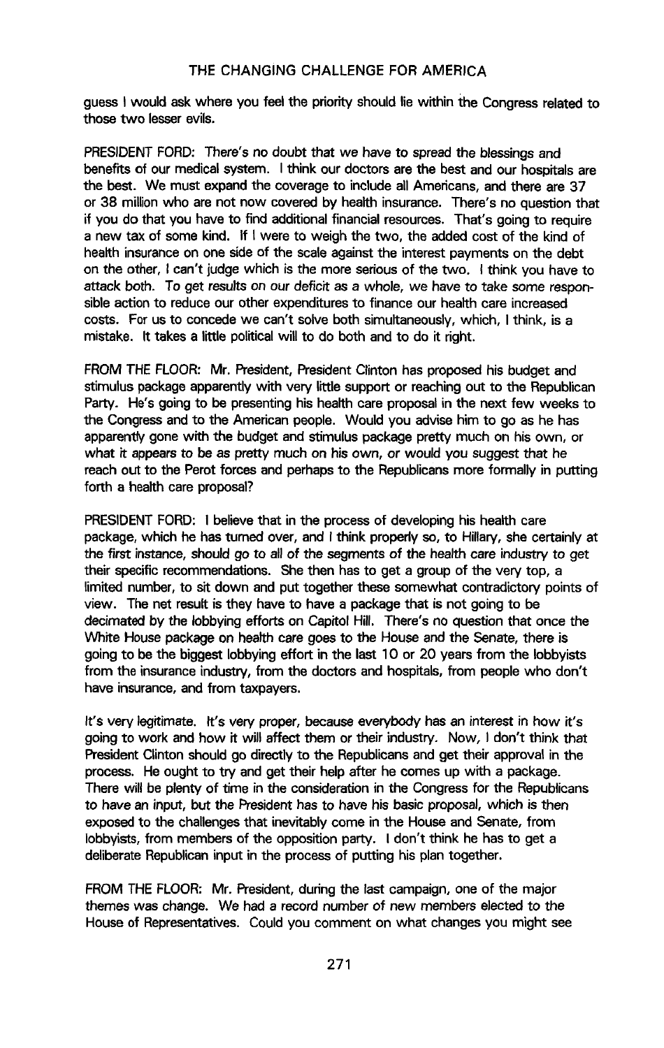guess I would ask where you feel the priority should lie within the Congress related to those two lesser evils.

PRESIDENT FORD: There's no doubt that we have to spread the blessings and benefits of our medical system. I think our doctors are the best and our hospitals are the best. We must expand the coverage to include all Americans, and there are 37 or 38 million who are not now covered by health insurance. There's no question that if you do that you have to find additional financial resources. That's going to require a new tax of some kind. If I were to weigh the two, the added cost of the kind of health insurance on one side of the scale against the interest payments on the debt on the other, I can't judge which is the more serious of the two. I think you have to attack both. To get results on our deficit as a whole, we have to take some responsible action to reduce our other expenditures to finance our health care increased costs. For us to concede we can't solve both simultaneously, which, I think, is a mistake. It takes a little political will to do both and to do it right.

FROM THE FLOOR: Mr. President, President Clinton has proposed his budget and stimulus package apparently with very little support or reaching out to the Republican Party. He's going to be presenting his health care proposal in the next few weeks to the Congress and to the American people. Would you advise him to go as he has apparently gone with the budget and stimulus package pretty much on his own, or what it appears to be as pretty much on his own, or would you suggest that he reach out to the Perot forces and perhaps to the Republicans more formally in putting forth a health care proposal?

PRESIDENT FORD: I believe that in the process of developing his health care package, which he has turned over, and I think properly so, to Hillary, she certainly at the first instance, should go to all of the segments of the health care industry to get their specific recommendations. She then has to get a group of the very top, a limited number, to sit down and put together these somewhat contradictory points of view. The net result is they have to have a package that is not going to be decimated by the lobbying efforts on Capitol Hill. There's no question that once the White House package on health care goes to the House and the Senate, there is going to be the biggest lobbying effort in the last 10 or 20 years from the lobbyists from the insurance industry, from the doctors and hospitals, from people who don't have insurance, and from taxpayers.

It's very legitimate. It's very proper, because everybody has an interest in how it's going to work and how it will affect them or their industry. Now, I don't think that President Clinton should go directly to the Republicans and get their approval in the process. He ought to try and get their help after he comes up with a package. There will be plenty of time in the consideration in the Congress for the Republicans to have an input, but the President has to have his basic proposal, which is then exposed to the challenges that inevitably come in the House and Senate, from lobbyists, from members of the opposition party. I don't think he has to get a deliberate Republican input in the process of putting his plan together.

FROM THE FLOOR: Mr. President, during the last campaign, one of the major themes was change. We had a record number of new members elected to the House of Representatives. Could you comment on what changes you might see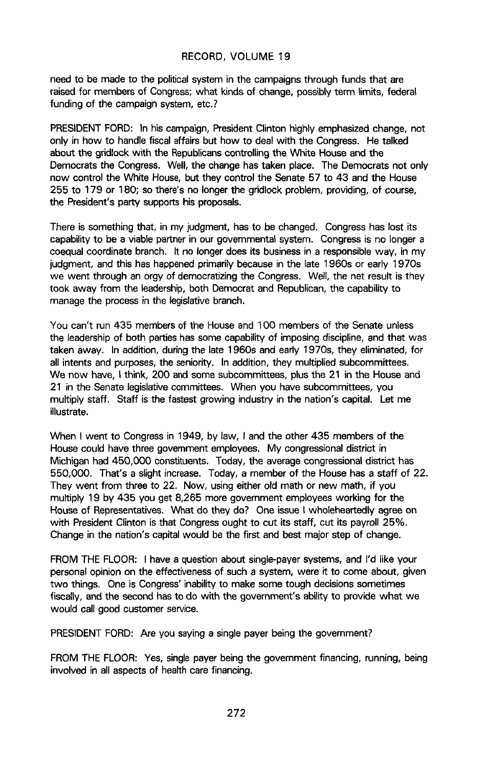need to be made to the political system in the campaigns through funds that are raised for members of Congress; what kinds of change, possibly term limits, federal funding of the campaign system, etc.?

PRESIDENT FORD: In his campaign, President Clinton highly emphasized change, not only in how to handle fiscal affairs but how to deal with the Congress. He talked about the gridlock with the Republicans controlling the White House and the Democrats the Congress. Well, the change has taken place. The Democrats not only now control the White House, but they control the Senate 57 to 43 and the House 255 to 179 or 180; so there's no longer the gridlock problem, providing, of course, the President's party supports his proposals.

There is something that, in my judgment, has to be changed. Congress has lost its capability to be a viable partner in our governmental system. Congress is no longer a coequal coordinate branch. It no longer does its business in a responsible way, in my judgment, and this has happened primarily because in the late 1960s or early 1970s we went through an orgy of democratizing the Congress. Well, the net result is they took away from the leadership, both Democrat and Republican, the capability to manage the process in the legislative branch.

You can't run 435 members of the House and 100 members of the Senate unless the leadership of both parties has some capability of imposing discipline, and that was taken away. In addition, during the late 1960s and early 1970s, they eliminated, for all intents and purposes, the seniority. In addition, they multiplied subcommittees. We now have, I think, 200 and some subcommittees, plus the 21 in the House and 21 in the Senate legislative committees. When you have subcommittees, you multiply staff. Staff is the fastest growing industry in the nation's capital. Let me illustrate.

When I went to Congress in 1949, by law, I and the other 435 members of the House could have three government employees. My congressional district in Michigan had 450,000 constituents. Today, the average congressional district has 550,000. That's a slight increase. Today, a member of the House has a staff of 22. They went from three to 22. Now, using either old math or new math, if you multiply 19 by 435 you get 8,265 more government employees working for the House of Representatives. What do they do? One issue I wholeheartedly agree on with President Clinton is that Congress ought to cut its staff, cut its payroll 25%. Change in the nation's capital would be the first and best major step of change.

FROM THE FLOOR: I have a question about single-payer systems, and I'd like your personal opinion on the effectiveness of such a system, were it to come about, given two things. One is Congress' inability to make some tough decisions sometimes fiscally, and the second has to do with the government's ability to provide what we would call good customer service.

PRESIDENT FORD: Are you saying a single payer being the government?

FROM THE FLOOR: Yes, single payer being the government financing, running, being involved in all aspects of health care financing.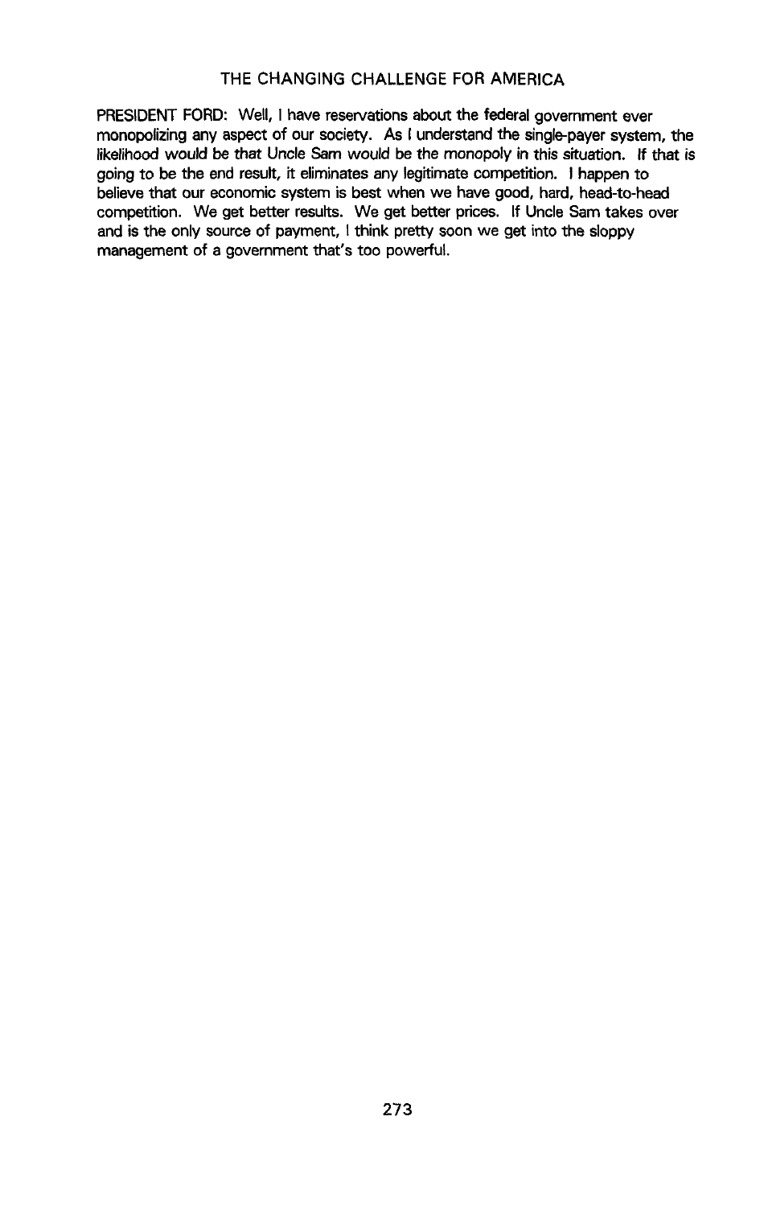PRESIDENT FORD: Well, I have reservations about the federal government ever monopolizing any aspect of our society. As I understand the single-payer system, the likelihood would be that Uncle Sam would be the monopoly in this situation. If that is going to be the end result, it eliminates any legitimate competition. I happen to believe that our economic system is best when we have good, hard, head-to-head competition. We get better results. We get better prices. If Uncle Sam takes over and is the only source of payment, I think pretty soon we get into the sloppy management of a government that's too powerful.